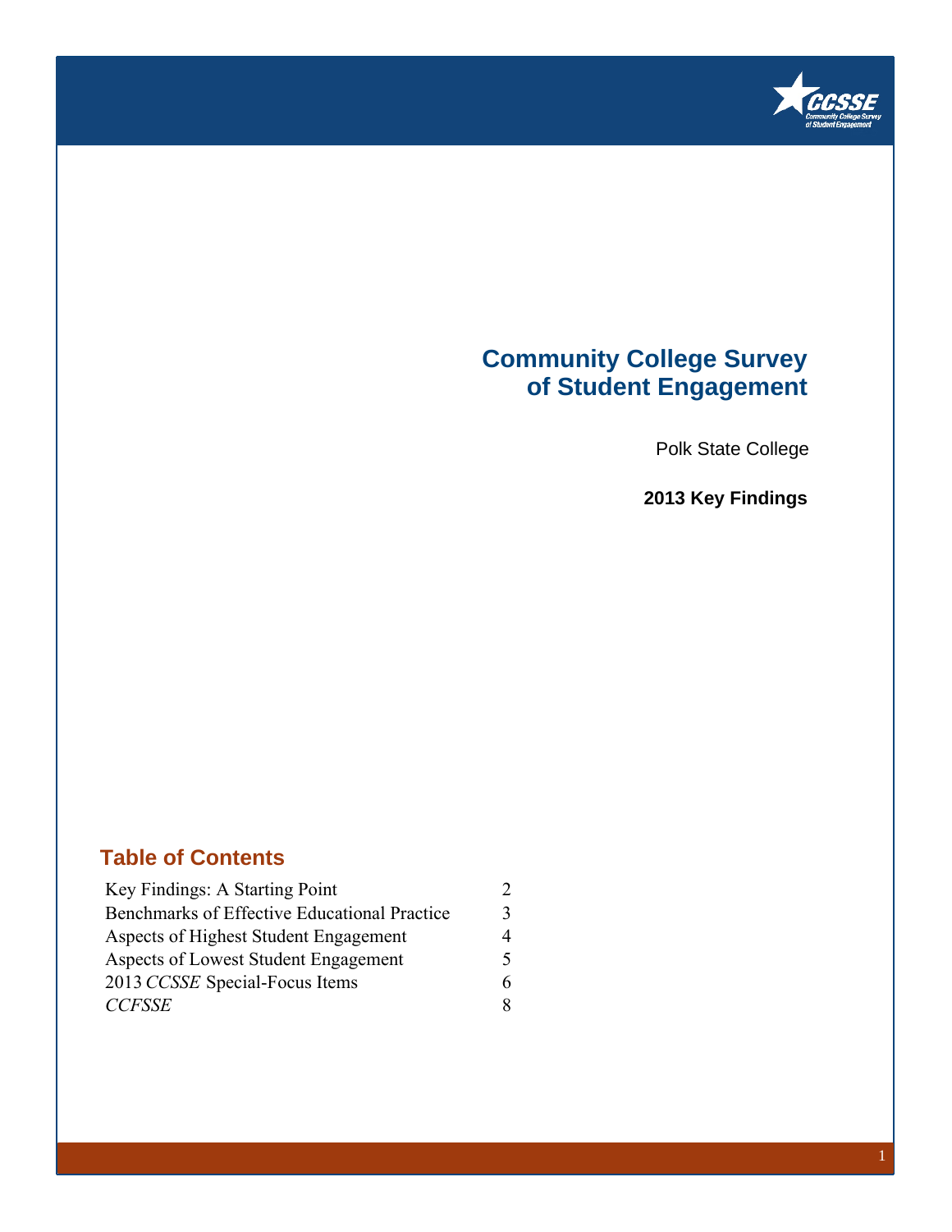# Community College Survey of Student Engagement

Polk State College

**2013 Key Findings**

## Table of Contents

| | |
|---|---|
| Key Findings: A Starting Point | 2 |
| Benchmarks of Effective Educational Practice | 3 |
| Aspects of Highest Student Engagement | 4 |
| Aspects of Lowest Student Engagement | 5 |
| 2013 *CCSSE* Special-Focus Items | 6 |
| *CCFSSE* | 8 |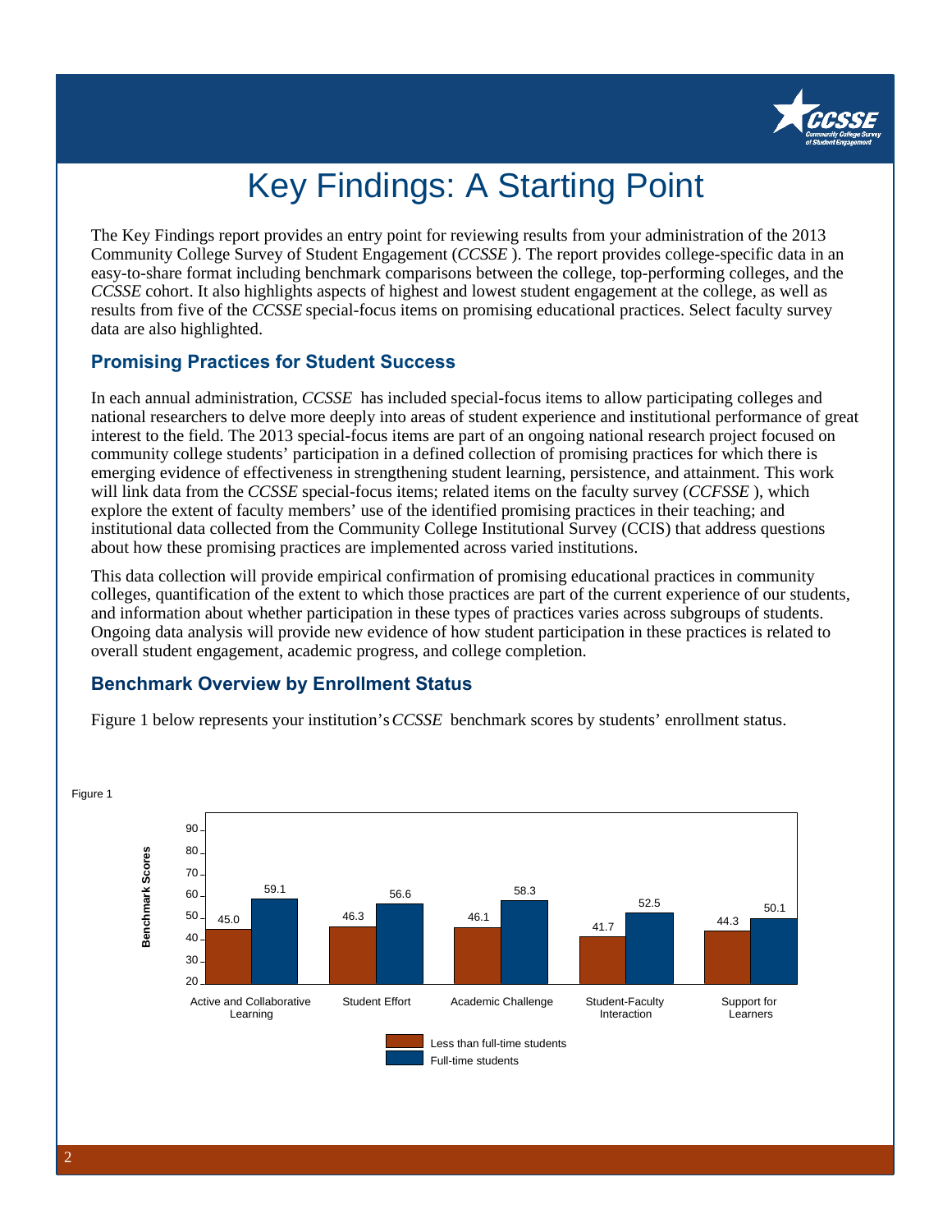# Key Findings: A Starting Point

The Key Findings report provides an entry point for reviewing results from your administration of the 2013 Community College Survey of Student Engagement (*CCSSE*). The report provides college-specific data in an easy-to-share format including benchmark comparisons between the college, top-performing colleges, and the *CCSSE* cohort. It also highlights aspects of highest and lowest student engagement at the college, as well as results from five of the *CCSSE* special-focus items on promising educational practices. Select faculty survey data are also highlighted.

## Promising Practices for Student Success

In each annual administration, *CCSSE* has included special-focus items to allow participating colleges and national researchers to delve more deeply into areas of student experience and institutional performance of great interest to the field. The 2013 special-focus items are part of an ongoing national research project focused on community college students' participation in a defined collection of promising practices for which there is emerging evidence of effectiveness in strengthening student learning, persistence, and attainment. This work will link data from the *CCSSE* special-focus items; related items on the faculty survey (*CCFSSE*), which explore the extent of faculty members' use of the identified promising practices in their teaching; and institutional data collected from the Community College Institutional Survey (CCIS) that address questions about how these promising practices are implemented across varied institutions.

This data collection will provide empirical confirmation of promising educational practices in community colleges, quantification of the extent to which those practices are part of the current experience of our students, and information about whether participation in these types of practices varies across subgroups of students. Ongoing data analysis will provide new evidence of how student participation in these practices is related to overall student engagement, academic progress, and college completion.

## Benchmark Overview by Enrollment Status

Figure 1 below represents your institution's *CCSSE* benchmark scores by students' enrollment status.

Figure 1

| Benchmark | Less than full-time students | Full-time students |
|---|---|---|
| Active and Collaborative Learning | 45.0 | 59.1 |
| Student Effort | 46.3 | 56.6 |
| Academic Challenge | 46.1 | 58.3 |
| Student-Faculty Interaction | 41.7 | 52.5 |
| Support for Learners | 44.3 | 50.1 |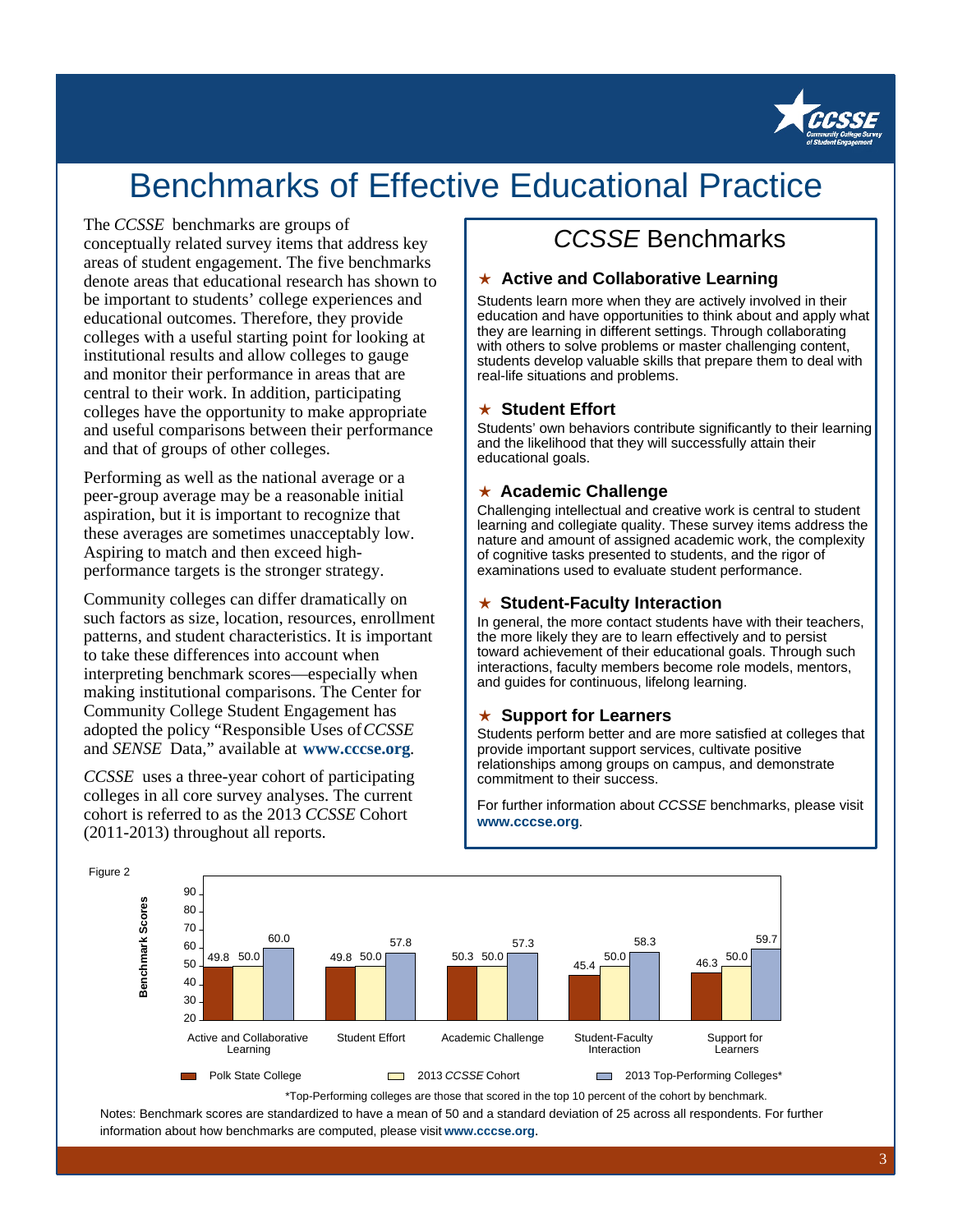# Benchmarks of Effective Educational Practice

The *CCSSE* benchmarks are groups of conceptually related survey items that address key areas of student engagement. The five benchmarks denote areas that educational research has shown to be important to students' college experiences and educational outcomes. Therefore, they provide colleges with a useful starting point for looking at institutional results and allow colleges to gauge and monitor their performance in areas that are central to their work. In addition, participating colleges have the opportunity to make appropriate and useful comparisons between their performance and that of groups of other colleges.

Performing as well as the national average or a peer-group average may be a reasonable initial aspiration, but it is important to recognize that these averages are sometimes unacceptably low. Aspiring to match and then exceed high-performance targets is the stronger strategy.

Community colleges can differ dramatically on such factors as size, location, resources, enrollment patterns, and student characteristics. It is important to take these differences into account when interpreting benchmark scores—especially when making institutional comparisons. The Center for Community College Student Engagement has adopted the policy "Responsible Uses of *CCSSE* and *SENSE* Data," available at **www.cccse.org**.

*CCSSE* uses a three-year cohort of participating colleges in all core survey analyses. The current cohort is referred to as the 2013 *CCSSE* Cohort (2011-2013) throughout all reports.

## *CCSSE* Benchmarks

### ★ Active and Collaborative Learning

Students learn more when they are actively involved in their education and have opportunities to think about and apply what they are learning in different settings. Through collaborating with others to solve problems or master challenging content, students develop valuable skills that prepare them to deal with real-life situations and problems.

### ★ Student Effort

Students' own behaviors contribute significantly to their learning and the likelihood that they will successfully attain their educational goals.

### ★ Academic Challenge

Challenging intellectual and creative work is central to student learning and collegiate quality. These survey items address the nature and amount of assigned academic work, the complexity of cognitive tasks presented to students, and the rigor of examinations used to evaluate student performance.

### ★ Student-Faculty Interaction

In general, the more contact students have with their teachers, the more likely they are to learn effectively and to persist toward achievement of their educational goals. Through such interactions, faculty members become role models, mentors, and guides for continuous, lifelong learning.

### ★ Support for Learners

Students perform better and are more satisfied at colleges that provide important support services, cultivate positive relationships among groups on campus, and demonstrate commitment to their success.

For further information about *CCSSE* benchmarks, please visit **www.cccse.org**.

Figure 2

| Benchmark Scores | Polk State College | 2013 *CCSSE* Cohort | 2013 Top-Performing Colleges* |
| --- | --- | --- | --- |
| Active and Collaborative Learning | 49.8 | 50.0 | 60.0 |
| Student Effort | 49.8 | 50.0 | 57.8 |
| Academic Challenge | 50.3 | 50.0 | 57.3 |
| Student-Faculty Interaction | 45.4 | 50.0 | 58.3 |
| Support for Learners | 46.3 | 50.0 | 59.7 |

*Top-Performing colleges are those that scored in the top 10 percent of the cohort by benchmark.

Notes: Benchmark scores are standardized to have a mean of 50 and a standard deviation of 25 across all respondents. For further information about how benchmarks are computed, please visit **www.cccse.org**.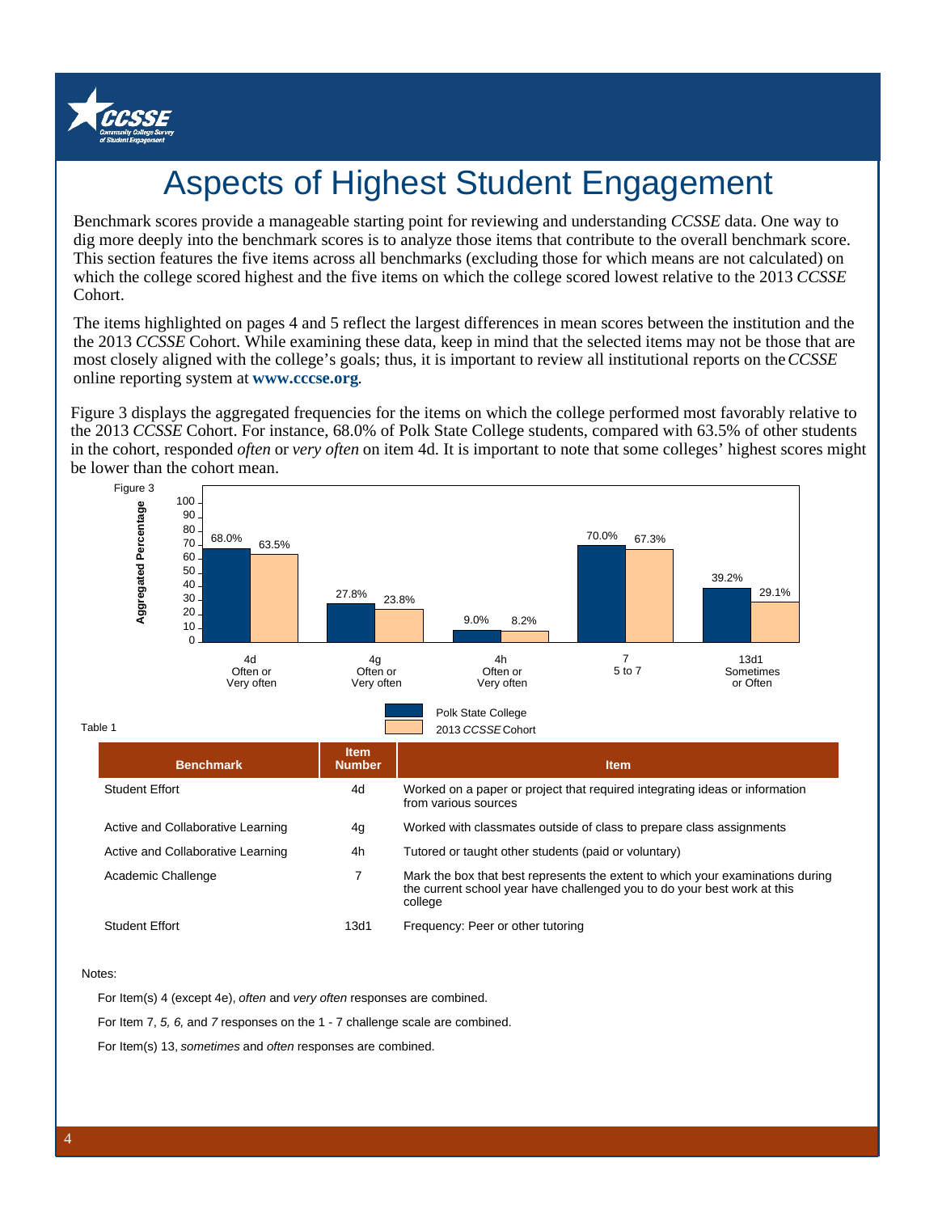# Aspects of Highest Student Engagement

Benchmark scores provide a manageable starting point for reviewing and understanding *CCSSE* data. One way to dig more deeply into the benchmark scores is to analyze those items that contribute to the overall benchmark score. This section features the five items across all benchmarks (excluding those for which means are not calculated) on which the college scored highest and the five items on which the college scored lowest relative to the 2013 *CCSSE* Cohort.

The items highlighted on pages 4 and 5 reflect the largest differences in mean scores between the institution and the the 2013 *CCSSE* Cohort. While examining these data, keep in mind that the selected items may not be those that are most closely aligned with the college's goals; thus, it is important to review all institutional reports on the *CCSSE* online reporting system at **www.cccse.org**.

Figure 3 displays the aggregated frequencies for the items on which the college performed most favorably relative to the 2013 *CCSSE* Cohort. For instance, 68.0% of Polk State College students, compared with 63.5% of other students in the cohort, responded *often* or *very often* on item 4d. It is important to note that some colleges' highest scores might be lower than the cohort mean.

Figure 3

| Item | Polk State College | 2013 *CCSSE* Cohort |
|---|---|---|
| 4d Often or Very often | 68.0% | 63.5% |
| 4g Often or Very often | 27.8% | 23.8% |
| 4h Often or Very often | 9.0% | 8.2% |
| 7 5 to 7 | 70.0% | 67.3% |
| 13d1 Sometimes or Often | 39.2% | 29.1% |

Table 1

| Benchmark | Item Number | Item |
|---|---|---|
| Student Effort | 4d | Worked on a paper or project that required integrating ideas or information from various sources |
| Active and Collaborative Learning | 4g | Worked with classmates outside of class to prepare class assignments |
| Active and Collaborative Learning | 4h | Tutored or taught other students (paid or voluntary) |
| Academic Challenge | 7 | Mark the box that best represents the extent to which your examinations during the current school year have challenged you to do your best work at this college |
| Student Effort | 13d1 | Frequency: Peer or other tutoring |

Notes:

For Item(s) 4 (except 4e), *often* and *very often* responses are combined.

For Item 7, *5, 6,* and *7* responses on the 1 - 7 challenge scale are combined.

For Item(s) 13, *sometimes* and *often* responses are combined.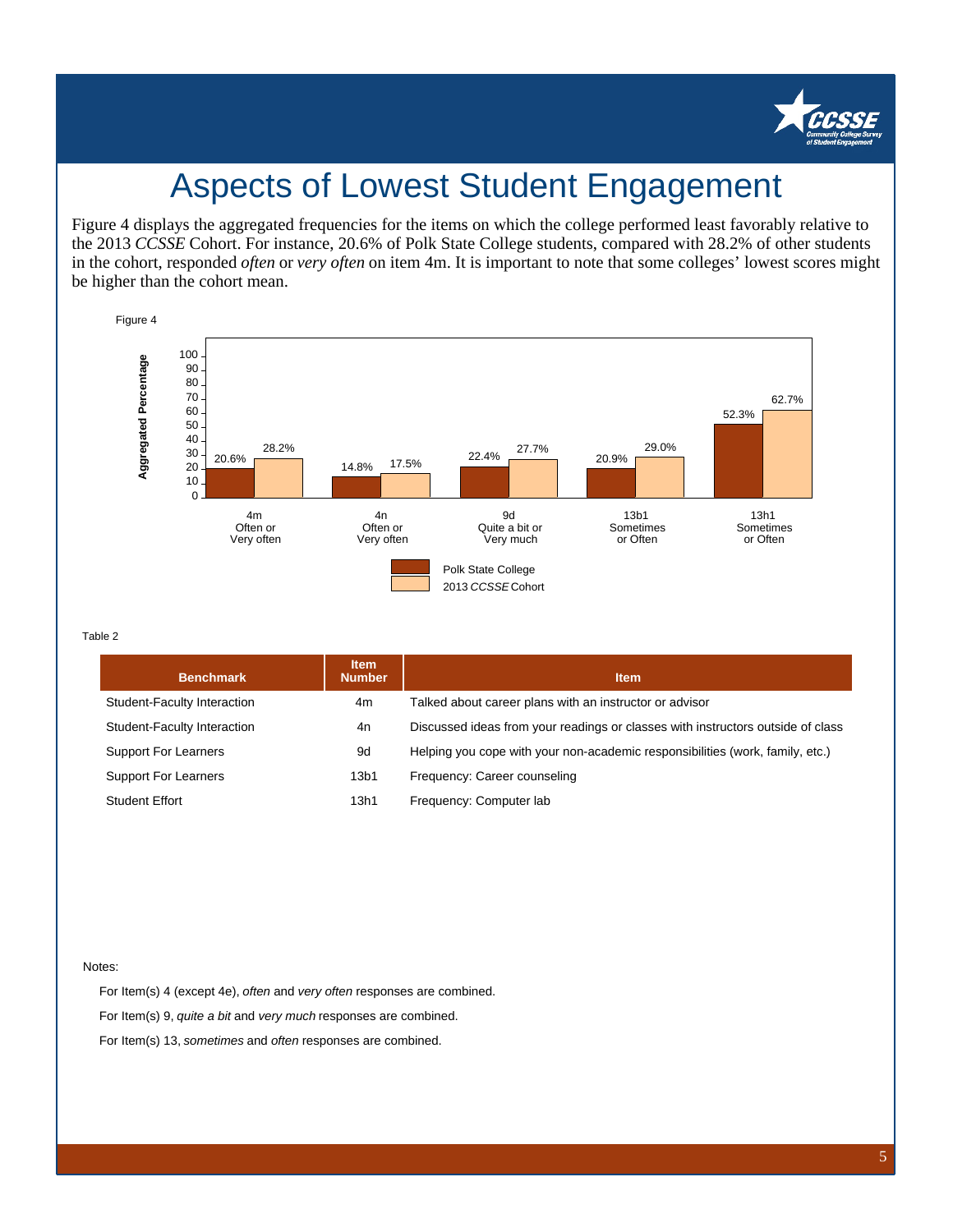# Aspects of Lowest Student Engagement

Figure 4 displays the aggregated frequencies for the items on which the college performed least favorably relative to the 2013 *CCSSE* Cohort. For instance, 20.6% of Polk State College students, compared with 28.2% of other students in the cohort, responded *often* or *very often* on item 4m. It is important to note that some colleges' lowest scores might be higher than the cohort mean.

Figure 4

| Item | Response | Polk State College | 2013 *CCSSE* Cohort |
| --- | --- | --- | --- |
| 4m | Often or Very often | 20.6% | 28.2% |
| 4n | Often or Very often | 14.8% | 17.5% |
| 9d | Quite a bit or Very much | 22.4% | 27.7% |
| 13b1 | Sometimes or Often | 20.9% | 29.0% |
| 13h1 | Sometimes or Often | 52.3% | 62.7% |

Table 2

| Benchmark | Item Number | Item |
| --- | --- | --- |
| Student-Faculty Interaction | 4m | Talked about career plans with an instructor or advisor |
| Student-Faculty Interaction | 4n | Discussed ideas from your readings or classes with instructors outside of class |
| Support For Learners | 9d | Helping you cope with your non-academic responsibilities (work, family, etc.) |
| Support For Learners | 13b1 | Frequency: Career counseling |
| Student Effort | 13h1 | Frequency: Computer lab |

Notes:

For Item(s) 4 (except 4e), *often* and *very often* responses are combined.

For Item(s) 9, *quite a bit* and *very much* responses are combined.

For Item(s) 13, *sometimes* and *often* responses are combined.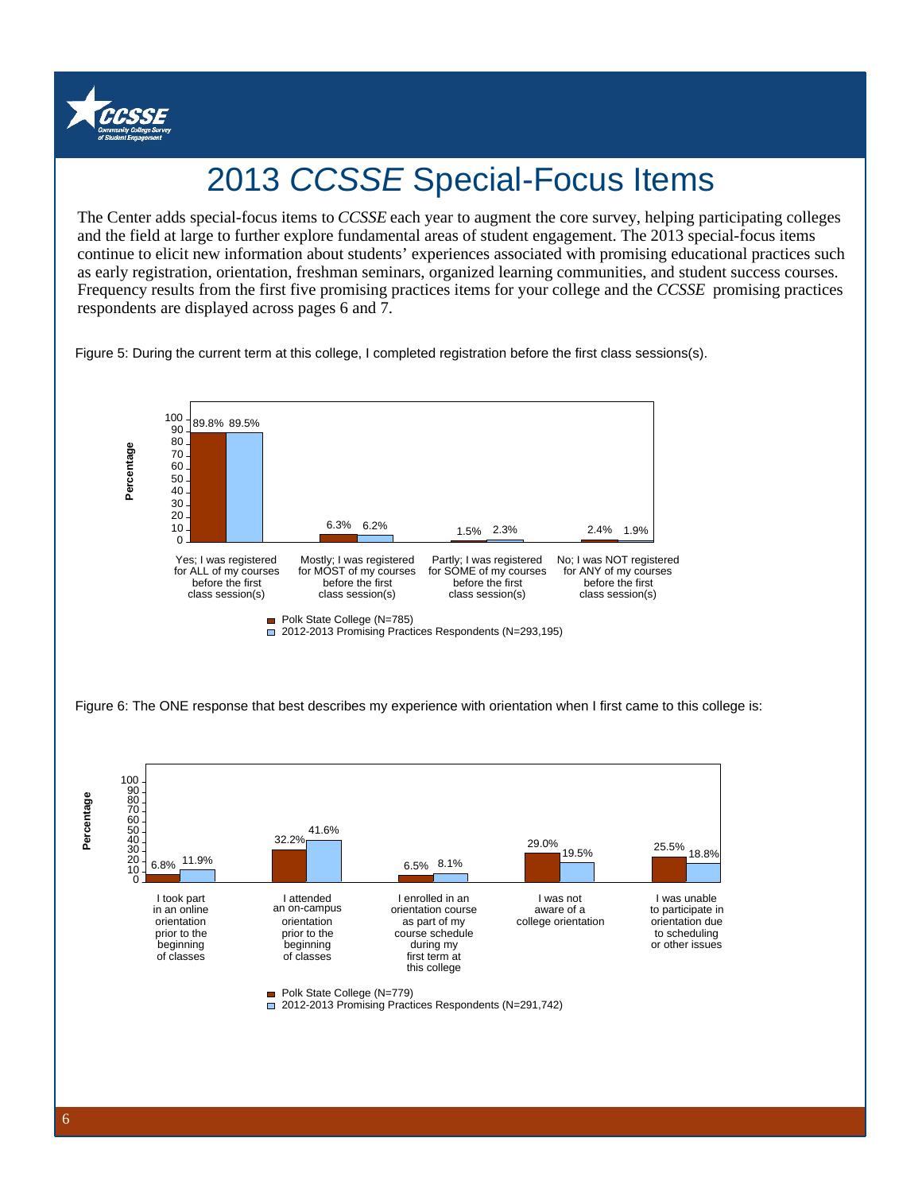# 2013 *CCSSE* Special-Focus Items

The Center adds special-focus items to *CCSSE* each year to augment the core survey, helping participating colleges and the field at large to further explore fundamental areas of student engagement. The 2013 special-focus items continue to elicit new information about students' experiences associated with promising educational practices such as early registration, orientation, freshman seminars, organized learning communities, and student success courses. Frequency results from the first five promising practices items for your college and the *CCSSE* promising practices respondents are displayed across pages 6 and 7.

Figure 5: During the current term at this college, I completed registration before the first class sessions(s).

| Response | Polk State College (N=785) | 2012-2013 Promising Practices Respondents (N=293,195) |
|---|---|---|
| Yes; I was registered for ALL of my courses before the first class session(s) | 89.8% | 89.5% |
| Mostly; I was registered for MOST of my courses before the first class session(s) | 6.3% | 6.2% |
| Partly; I was registered for SOME of my courses before the first class session(s) | 1.5% | 2.3% |
| No; I was NOT registered for ANY of my courses before the first class session(s) | 2.4% | 1.9% |

Figure 6: The ONE response that best describes my experience with orientation when I first came to this college is:

| Response | Polk State College (N=779) | 2012-2013 Promising Practices Respondents (N=291,742) |
|---|---|---|
| I took part in an online orientation prior to the beginning of classes | 6.8% | 11.9% |
| I attended an on-campus orientation prior to the beginning of classes | 32.2% | 41.6% |
| I enrolled in an orientation course as part of my course schedule during my first term at this college | 6.5% | 8.1% |
| I was not aware of a college orientation | 29.0% | 19.5% |
| I was unable to participate in orientation due to scheduling or other issues | 25.5% | 18.8% |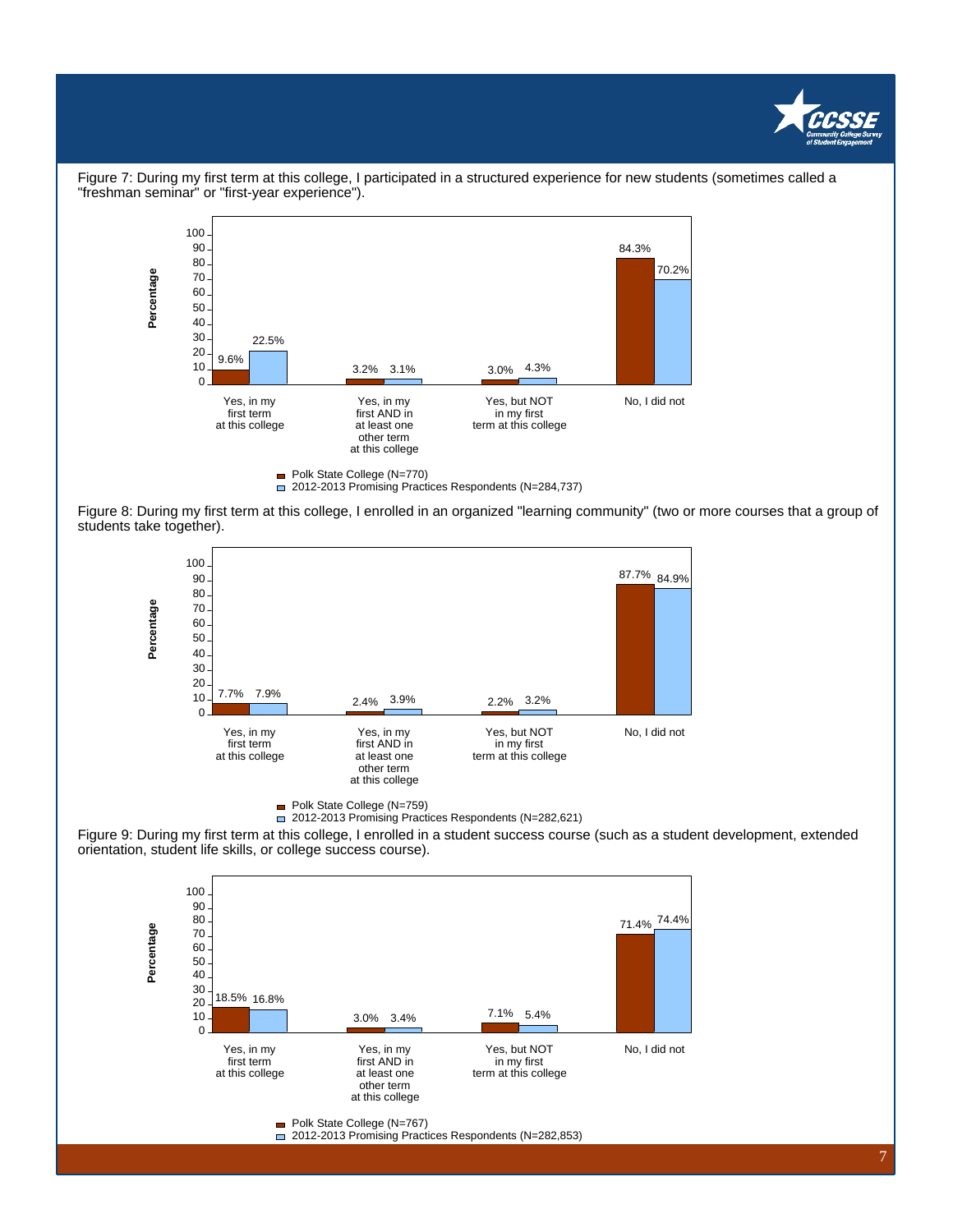Figure 7: During my first term at this college, I participated in a structured experience for new students (sometimes called a "freshman seminar" or "first-year experience").

| | Polk State College (N=770) | 2012-2013 Promising Practices Respondents (N=284,737) |
|---|---|---|
| Yes, in my first term at this college | 9.6% | 22.5% |
| Yes, in my first AND in at least one other term at this college | 3.2% | 3.1% |
| Yes, but NOT in my first term at this college | 3.0% | 4.3% |
| No, I did not | 84.3% | 70.2% |

Figure 8: During my first term at this college, I enrolled in an organized "learning community" (two or more courses that a group of students take together).

| | Polk State College (N=759) | 2012-2013 Promising Practices Respondents (N=282,621) |
|---|---|---|
| Yes, in my first term at this college | 7.7% | 7.9% |
| Yes, in my first AND in at least one other term at this college | 2.4% | 3.9% |
| Yes, but NOT in my first term at this college | 2.2% | 3.2% |
| No, I did not | 87.7% | 84.9% |

Figure 9: During my first term at this college, I enrolled in a student success course (such as a student development, extended orientation, student life skills, or college success course).

| | Polk State College (N=767) | 2012-2013 Promising Practices Respondents (N=282,853) |
|---|---|---|
| Yes, in my first term at this college | 18.5% | 16.8% |
| Yes, in my first AND in at least one other term at this college | 3.0% | 3.4% |
| Yes, but NOT in my first term at this college | 7.1% | 5.4% |
| No, I did not | 71.4% | 74.4% |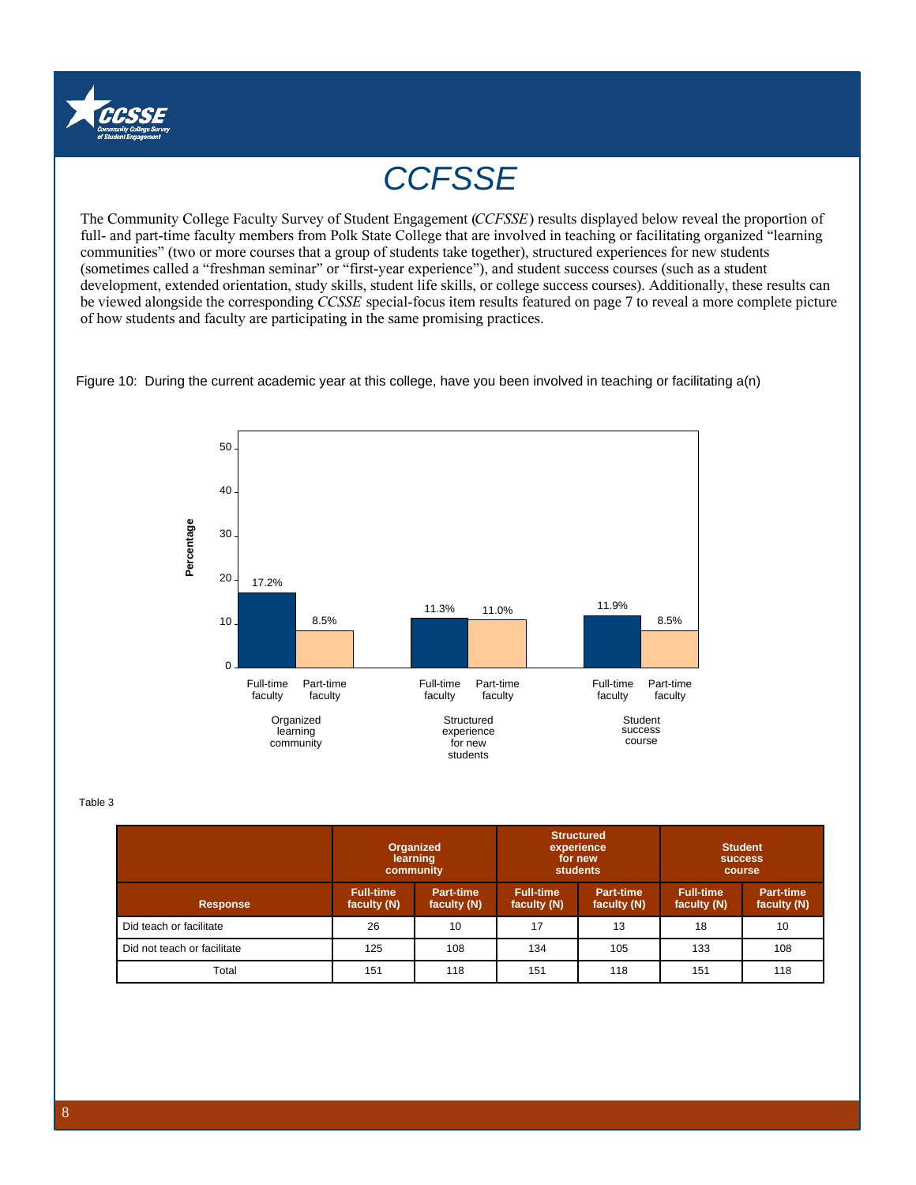# CCFSSE

The Community College Faculty Survey of Student Engagement (*CCFSSE*) results displayed below reveal the proportion of full- and part-time faculty members from Polk State College that are involved in teaching or facilitating organized "learning communities" (two or more courses that a group of students take together), structured experiences for new students (sometimes called a "freshman seminar" or "first-year experience"), and student success courses (such as a student development, extended orientation, study skills, student life skills, or college success courses). Additionally, these results can be viewed alongside the corresponding *CCSSE* special-focus item results featured on page 7 to reveal a more complete picture of how students and faculty are participating in the same promising practices.

Figure 10: During the current academic year at this college, have you been involved in teaching or facilitating a(n)

Percentage

50
40
30
20
10
0

17.2%
8.5%
11.3%
11.0%
11.9%
8.5%

Full-time faculty
Part-time faculty
Organized learning community

Full-time faculty
Part-time faculty
Structured experience for new students

Full-time faculty
Part-time faculty
Student success course

Table 3

| | Organized learning community | | Structured experience for new students | | Student success course | |
|---|---|---|---|---|---|---|
| **Response** | **Full-time faculty (N)** | **Part-time faculty (N)** | **Full-time faculty (N)** | **Part-time faculty (N)** | **Full-time faculty (N)** | **Part-time faculty (N)** |
| Did teach or facilitate | 26 | 10 | 17 | 13 | 18 | 10 |
| Did not teach or facilitate | 125 | 108 | 134 | 105 | 133 | 108 |
| Total | 151 | 118 | 151 | 118 | 151 | 118 |